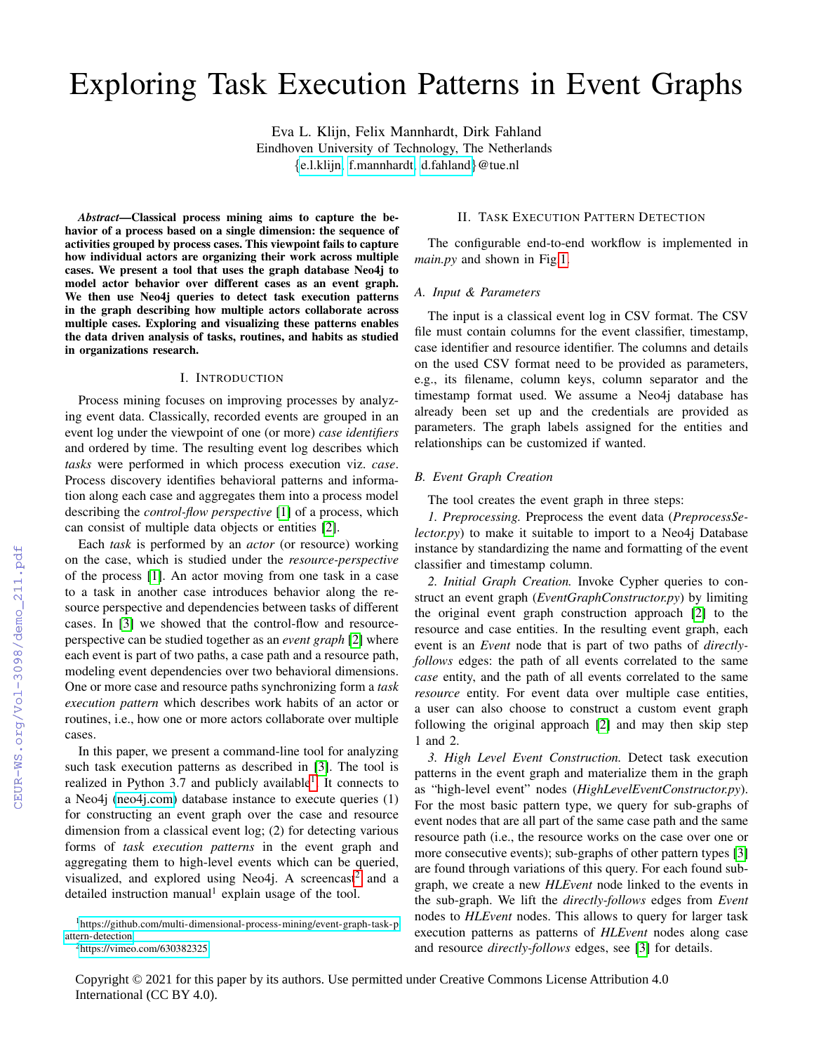# Exploring Task Execution Patterns in Event Graphs

Eva L. Klijn, Felix Mannhardt, Dirk Fahland
Eindhoven University of Technology, The Netherlands
{e.l.klijn, f.mannhardt, d.fahland}@tue.nl

***Abstract*—Classical process mining aims to capture the behavior of a process based on a single dimension: the sequence of activities grouped by process cases. This viewpoint fails to capture how individual actors are organizing their work across multiple cases. We present a tool that uses the graph database Neo4j to model actor behavior over different cases as an event graph. We then use Neo4j queries to detect task execution patterns in the graph describing how multiple actors collaborate across multiple cases. Exploring and visualizing these patterns enables the data driven analysis of tasks, routines, and habits as studied in organizations research.**

## I. Introduction

Process mining focuses on improving processes by analyzing event data. Classically, recorded events are grouped in an event log under the viewpoint of one (or more) *case identifiers* and ordered by time. The resulting event log describes which *tasks* were performed in which process execution viz. *case*. Process discovery identifies behavioral patterns and information along each case and aggregates them into a process model describing the *control-flow perspective* [1] of a process, which can consist of multiple data objects or entities [2].

Each *task* is performed by an *actor* (or resource) working on the case, which is studied under the *resource-perspective* of the process [1]. An actor moving from one task in a case to a task in another case introduces behavior along the resource perspective and dependencies between tasks of different cases. In [3] we showed that the control-flow and resource-perspective can be studied together as an *event graph* [2] where each event is part of two paths, a case path and a resource path, modeling event dependencies over two behavioral dimensions. One or more case and resource paths synchronizing form a *task execution pattern* which describes work habits of an actor or routines, i.e., how one or more actors collaborate over multiple cases.

In this paper, we present a command-line tool for analyzing such task execution patterns as described in [3]. The tool is realized in Python 3.7 and publicly available[1]. It connects to a Neo4j (neo4j.com) database instance to execute queries (1) for constructing an event graph over the case and resource dimension from a classical event log; (2) for detecting various forms of *task execution patterns* in the event graph and aggregating them to high-level events which can be queried, visualized, and explored using Neo4j. A screencast[2] and a detailed instruction manual[1] explain usage of the tool.

[1] https://github.com/multi-dimensional-process-mining/event-graph-task-pattern-detection

[2] https://vimeo.com/630382325

## II. Task Execution Pattern Detection

The configurable end-to-end workflow is implemented in *main.py* and shown in Fig. 1.

### A. Input & Parameters

The input is a classical event log in CSV format. The CSV file must contain columns for the event classifier, timestamp, case identifier and resource identifier. The columns and details on the used CSV format need to be provided as parameters, e.g., its filename, column keys, column separator and the timestamp format used. We assume a Neo4j database has already been set up and the credentials are provided as parameters. The graph labels assigned for the entities and relationships can be customized if wanted.

### B. Event Graph Creation

The tool creates the event graph in three steps:

*1. Preprocessing.* Preprocess the event data (*PreprocessSelector.py*) to make it suitable to import to a Neo4j Database instance by standardizing the name and formatting of the event classifier and timestamp column.

*2. Initial Graph Creation.* Invoke Cypher queries to construct an event graph (*EventGraphConstructor.py*) by limiting the original event graph construction approach [2] to the resource and case entities. In the resulting event graph, each event is an *Event* node that is part of two paths of *directly-follows* edges: the path of all events correlated to the same *case* entity, and the path of all events correlated to the same *resource* entity. For event data over multiple case entities, a user can also choose to construct a custom event graph following the original approach [2] and may then skip step 1 and 2.

*3. High Level Event Construction.* Detect task execution patterns in the event graph and materialize them in the graph as "high-level event" nodes (*HighLevelEventConstructor.py*). For the most basic pattern type, we query for sub-graphs of event nodes that are all part of the same case path and the same resource path (i.e., the resource works on the case over one or more consecutive events); sub-graphs of other pattern types [3] are found through variations of this query. For each found sub-graph, we create a new *HLEvent* node linked to the events in the sub-graph. We lift the *directly-follows* edges from *Event* nodes to *HLEvent* nodes. This allows to query for larger task execution patterns as patterns of *HLEvent* nodes along case and resource *directly-follows* edges, see [3] for details.

Copyright © 2021 for this paper by its authors. Use permitted under Creative Commons License Attribution 4.0 International (CC BY 4.0).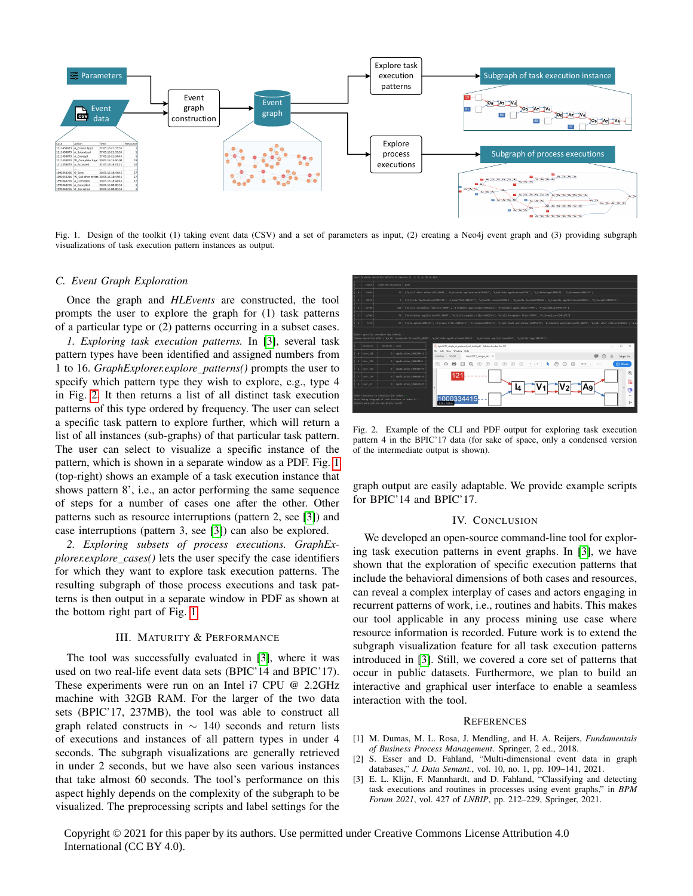Fig. 1. Design of the toolkit (1) taking event data (CSV) and a set of parameters as input, (2) creating a Neo4j event graph and (3) providing subgraph visualizations of task execution pattern instances as output.

### C. Event Graph Exploration

Once the graph and *HLEvents* are constructed, the tool prompts the user to explore the graph for (1) task patterns of a particular type or (2) patterns occurring in a subset cases.

*1. Exploring task execution patterns.* In [3], several task pattern types have been identified and assigned numbers from 1 to 16. *GraphExplorer.explore_patterns()* prompts the user to specify which pattern type they wish to explore, e.g., type 4 in Fig. 2. It then returns a list of all distinct task execution patterns of this type ordered by frequency. The user can select a specific task pattern to explore further, which will return a list of all instances (sub-graphs) of that particular task pattern. The user can select to visualize a specific instance of the pattern, which is shown in a separate window as a PDF. Fig. 1 (top-right) shows an example of a task execution instance that shows pattern 8', i.e., an actor performing the same sequence of steps for a number of cases one after the other. Other patterns such as resource interruptions (pattern 2, see [3]) and case interruptions (pattern 3, see [3]) can also be explored.

*2. Exploring subsets of process executions. GraphExplorer.explore_cases()* lets the user specify the case identifiers for which they want to explore task execution patterns. The resulting subgraph of those process executions and task patterns is then output in a separate window in PDF as shown at the bottom right part of Fig. 1.

## III. Maturity & Performance

The tool was successfully evaluated in [3], where it was used on two real-life event data sets (BPIC'14 and BPIC'17). These experiments were run on an Intel i7 CPU @ 2.2GHz machine with 32GB RAM. For the larger of the two data sets (BPIC'17, 237MB), the tool was able to construct all graph related constructs in $\sim$ 140 seconds and return lists of executions and instances of all pattern types in under 4 seconds. The subgraph visualizations are generally retrieved in under 2 seconds, but we have also seen various instances that take almost 60 seconds. The tool's performance on this aspect highly depends on the complexity of the subgraph to be visualized. The preprocessing scripts and label settings for the graph output are easily adaptable. We provide example scripts for BPIC'14 and BPIC'17.

Fig. 2. Example of the CLI and PDF output for exploring task execution pattern 4 in the BPIC'17 data (for sake of space, only a condensed version of the intermediate output is shown).

## IV. Conclusion

We developed an open-source command-line tool for exploring task execution patterns in event graphs. In [3], we have shown that the exploration of specific execution patterns that include the behavioral dimensions of both cases and resources, can reveal a complex interplay of cases and actors engaging in recurrent patterns of work, i.e., routines and habits. This makes our tool applicable in any process mining use case where resource information is recorded. Future work is to extend the subgraph visualization feature for all task execution patterns introduced in [3]. Still, we covered a core set of patterns that occur in public datasets. Furthermore, we plan to build an interactive and graphical user interface to enable a seamless interaction with the tool.

## References

[1] M. Dumas, M. L. Rosa, J. Mendling, and H. A. Reijers, *Fundamentals of Business Process Management*. Springer, 2 ed., 2018.

[2] S. Esser and D. Fahland, "Multi-dimensional event data in graph databases," *J. Data Semant.*, vol. 10, no. 1, pp. 109–141, 2021.

[3] E. L. Klijn, F. Mannhardt, and D. Fahland, "Classifying and detecting task executions and routines in processes using event graphs," in *BPM Forum 2021*, vol. 427 of *LNBIP*, pp. 212–229, Springer, 2021.

Copyright © 2021 for this paper by its authors. Use permitted under Creative Commons License Attribution 4.0 International (CC BY 4.0).